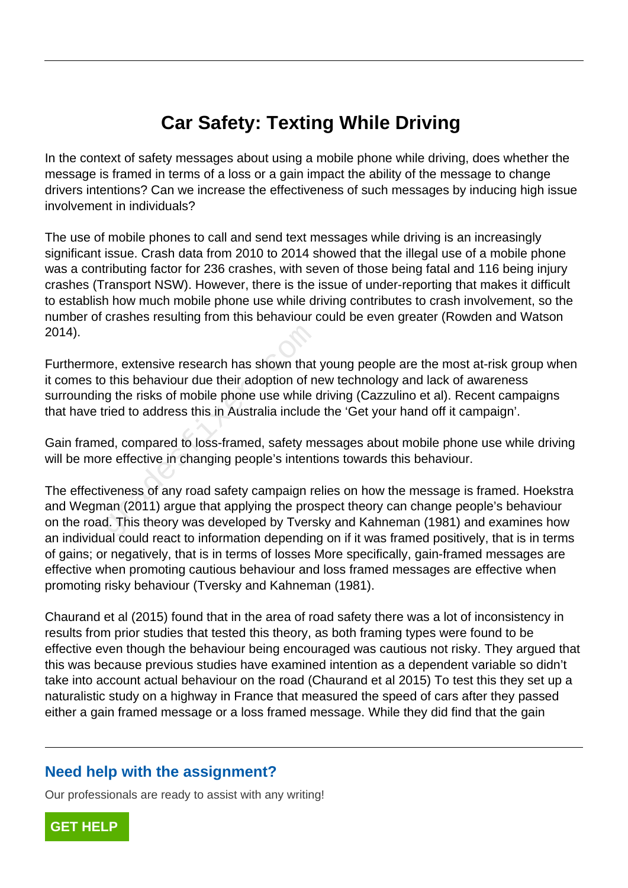# Car Safety: Texting While Driving

In the context of safety messages about using a mobile phone while driving, does whether the message is framed in terms of a loss or a gain impact the ability of the message to change drivers intentions? Can we increase the effectiveness of such messages by inducing high issue involvement in individuals?

The use of mobile phones to call and send text messages while driving is an increasingly significant issue. Crash data from 2010 to 2014 showed that the illegal use of a mobile phone was a contributing factor for 236 crashes, with seven of those being fatal and 116 being injury crashes (Transport NSW). However, there is the issue of under-reporting that makes it difficult to establish how much mobile phone use while driving contributes to crash involvement, so the number of crashes resulting from this behaviour could be even greater (Rowden and Watson 2014).

Furthermore, extensive research has shown that young people are the most at-risk group when it comes to this behaviour due their adoption of new technology and lack of awareness surrounding the risks of mobile phone use while driving (Cazzulino et al). Recent campaigns that have tried to address this in Australia include the 'Get your hand off it campaign'.

Gain framed, compared to loss-framed, safety messages about mobile phone use while driving will be more effective in changing people's intentions towards this behaviour.

The effectiveness of any road safety campaign relies on how the message is framed. Hoekstra and Wegman (2011) argue that applying the prospect theory can change people's behaviour on the road. This theory was developed by Tversky and Kahneman (1981) and examines how an individual could react to information depending on if it was framed positively, that is in terms of gains; or negatively, that is in terms of losses More specifically, gain-framed messages are effective when promoting cautious behaviour and loss framed messages are effective when promoting risky behaviour (Tversky and Kahneman (1981).

Chaurand et al (2015) found that in the area of road safety there was a lot of inconsistency in results from prior studies that tested this theory, as both framing types were found to be effective even though the behaviour being encouraged was cautious not risky. They argued that this was because previous studies have examined intention as a dependent variable so didn't take into account actual behaviour on the road (Chaurand et al 2015) To test this they set up a naturalistic study on a highway in France that measured the speed of cars after they passed either a gain framed message or a loss framed message. While they did find that the gain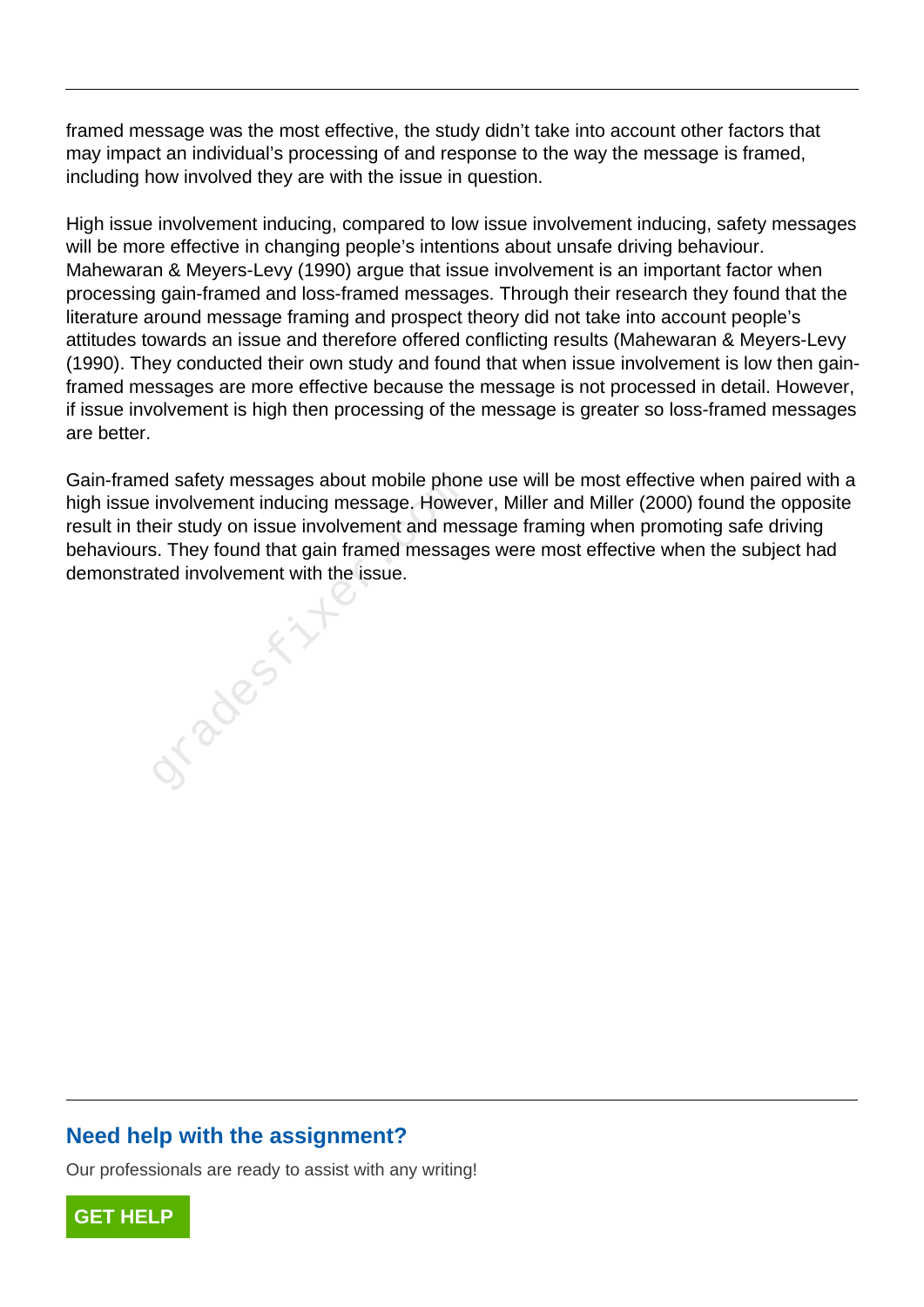framed message was the most effective, the study didn't take into account other factors that may impact an individual's processing of and response to the way the message is framed, including how involved they are with the issue in question.

High issue involvement inducing, compared to low issue involvement inducing, safety messages will be more effective in changing people's intentions about unsafe driving behaviour. Mahewaran & Meyers-Levy (1990) argue that issue involvement is an important factor when processing gain-framed and loss-framed messages. Through their research they found that the literature around message framing and prospect theory did not take into account people's attitudes towards an issue and therefore offered conflicting results (Mahewaran & Meyers-Levy (1990). They conducted their own study and found that when issue involvement is low then gain-framed messages are more effective because the message is not processed in detail. However, if issue involvement is high then processing of the message is greater so loss-framed messages are better.

Gain-framed safety messages about mobile phone use will be most effective when paired with a high issue involvement inducing message. However, Miller and Miller (2000) found the opposite result in their study on issue involvement and message framing when promoting safe driving behaviours. They found that gain framed messages were most effective when the subject had demonstrated involvement with the issue.